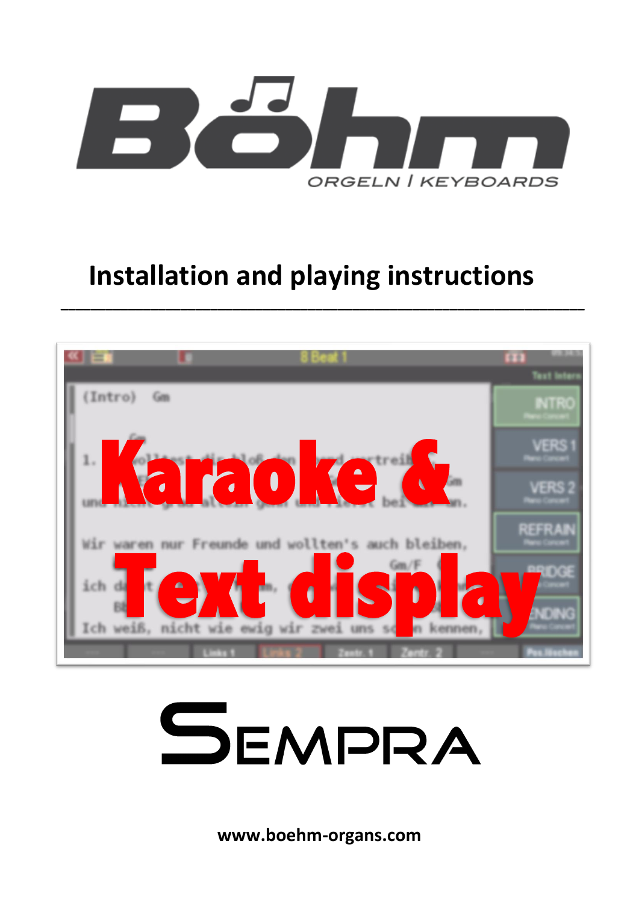Böhm

ORGELN | KEYBOARDS

# Installation and playing instructions

---

# Karaoke & Text display

# SEMPRA

www.boehm-organs.com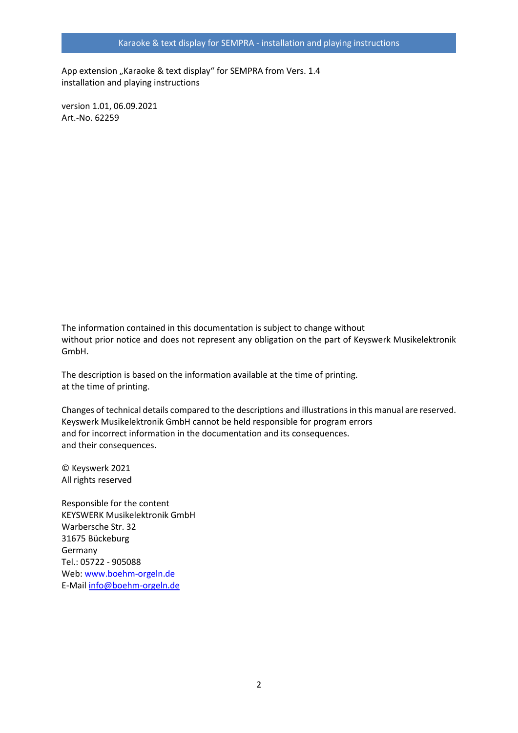App extension „Karaoke & text display“ for SEMPRA from Vers. 1.4
installation and playing instructions

version 1.01, 06.09.2021
Art.-No. 62259

The information contained in this documentation is subject to change without
without prior notice and does not represent any obligation on the part of Keyswerk Musikelektronik GmbH.

The description is based on the information available at the time of printing.
at the time of printing.

Changes of technical details compared to the descriptions and illustrations in this manual are reserved.
Keyswerk Musikelektronik GmbH cannot be held responsible for program errors
and for incorrect information in the documentation and its consequences.
and their consequences.

© Keyswerk 2021
All rights reserved

Responsible for the content
KEYSWERK Musikelektronik GmbH
Warbersche Str. 32
31675 Bückeburg
Germany
Tel.: 05722 - 905088
Web: www.boehm-orgeln.de
E-Mail info@boehm-orgeln.de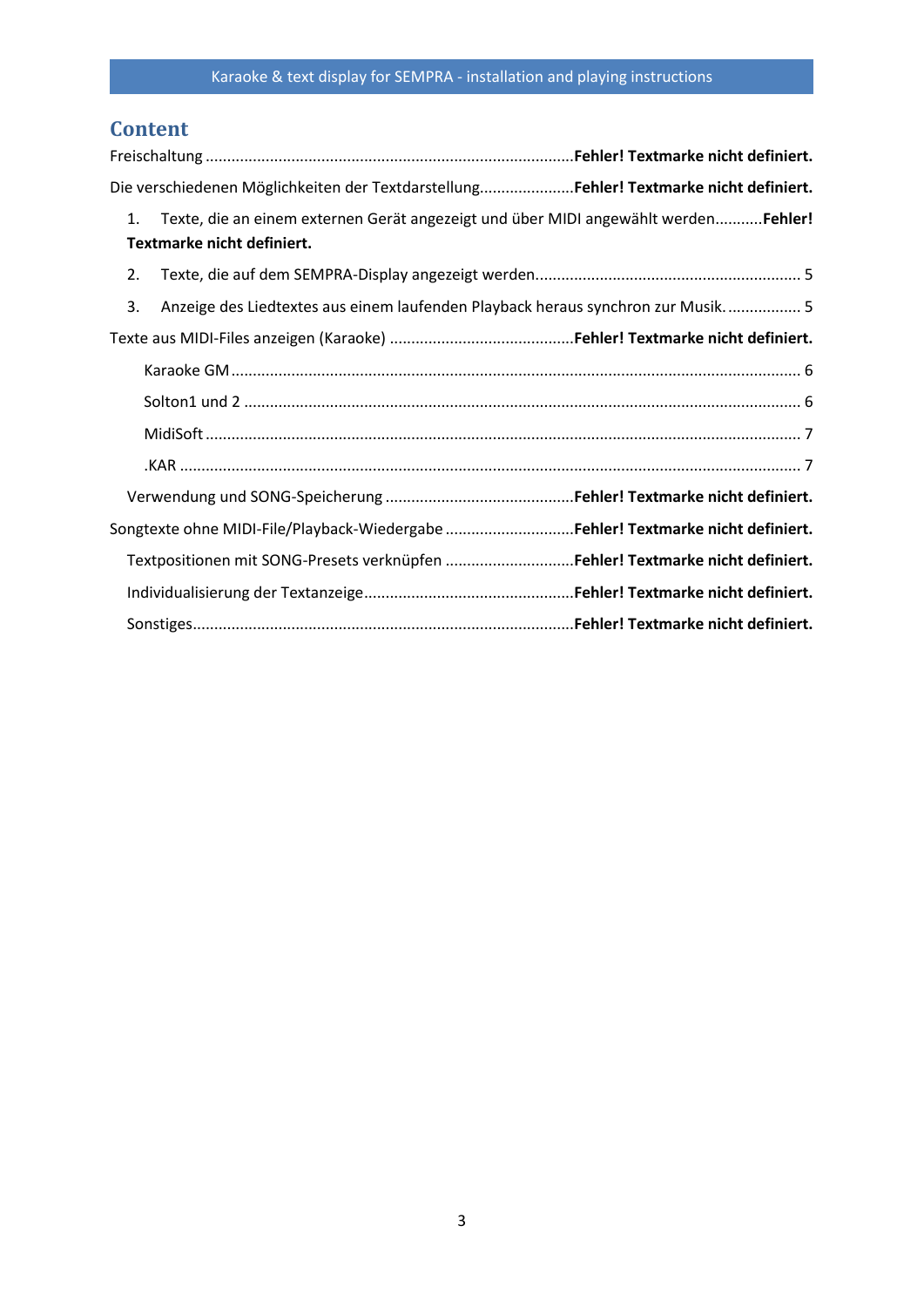## Content

Freischaltung ..................................................................................... **Fehler! Textmarke nicht definiert.**

Die verschiedenen Möglichkeiten der Textdarstellung...................... **Fehler! Textmarke nicht definiert.**

1. Texte, die an einem externen Gerät angezeigt und über MIDI angewählt werden........... **Fehler! Textmarke nicht definiert.**
2. Texte, die auf dem SEMPRA-Display angezeigt werden............................................................. 5
3. Anzeige des Liedtextes aus einem laufenden Playback heraus synchron zur Musik. ................. 5

Texte aus MIDI-Files anzeigen (Karaoke) ........................................... **Fehler! Textmarke nicht definiert.**

- Karaoke GM ................................................................................................................................... 6
- Solton1 und 2 ................................................................................................................................ 6
- MidiSoft ......................................................................................................................................... 7
- .KAR .............................................................................................................................................. 7

Verwendung und SONG-Speicherung ............................................ **Fehler! Textmarke nicht definiert.**

Songtexte ohne MIDI-File/Playback-Wiedergabe .............................. **Fehler! Textmarke nicht definiert.**

Textpositionen mit SONG-Presets verknüpfen .............................. **Fehler! Textmarke nicht definiert.**

Individualisierung der Textanzeige................................................ **Fehler! Textmarke nicht definiert.**

Sonstiges........................................................................................ **Fehler! Textmarke nicht definiert.**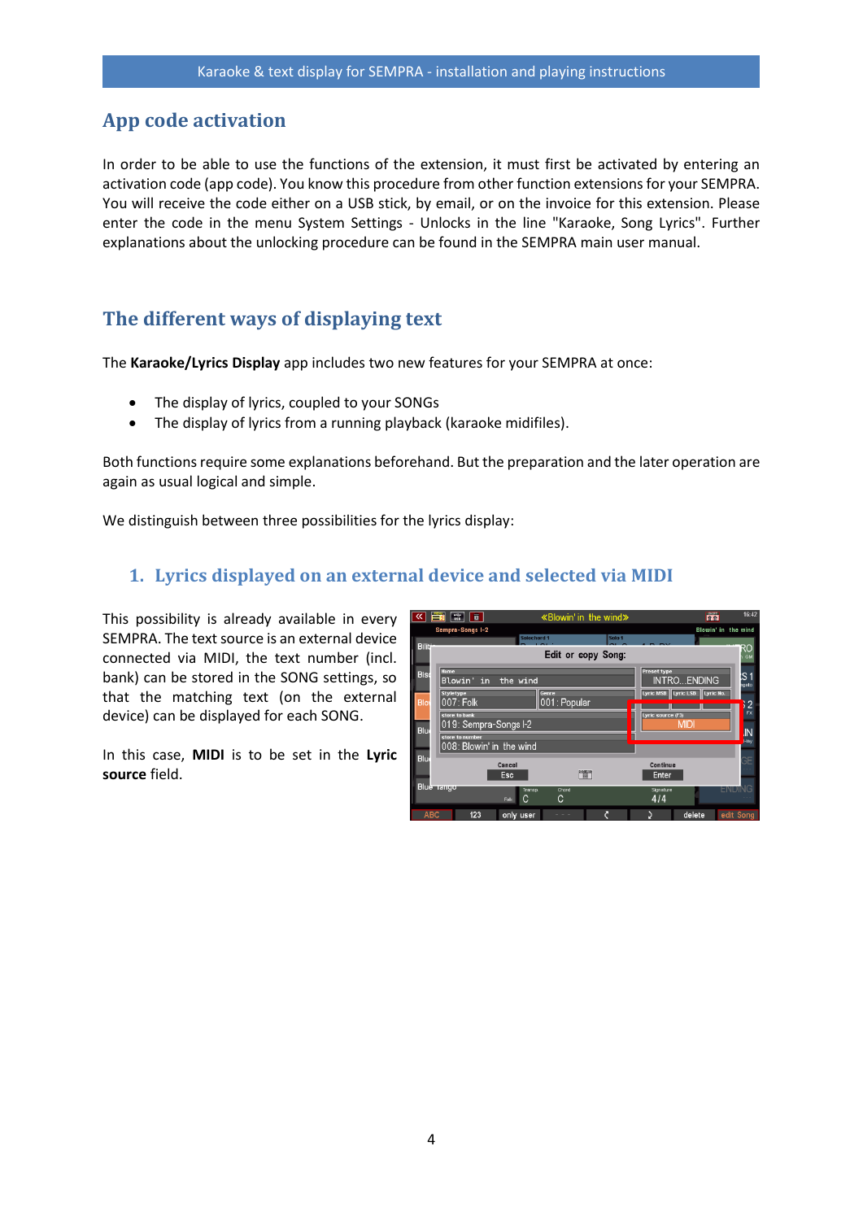## App code activation

In order to be able to use the functions of the extension, it must first be activated by entering an activation code (app code). You know this procedure from other function extensions for your SEMPRA. You will receive the code either on a USB stick, by email, or on the invoice for this extension. Please enter the code in the menu System Settings - Unlocks in the line "Karaoke, Song Lyrics". Further explanations about the unlocking procedure can be found in the SEMPRA main user manual.

## The different ways of displaying text

The **Karaoke/Lyrics Display** app includes two new features for your SEMPRA at once:

- The display of lyrics, coupled to your SONGs
- The display of lyrics from a running playback (karaoke midifiles).

Both functions require some explanations beforehand. But the preparation and the later operation are again as usual logical and simple.

We distinguish between three possibilities for the lyrics display:

### 1. Lyrics displayed on an external device and selected via MIDI

This possibility is already available in every SEMPRA. The text source is an external device connected via MIDI, the text number (incl. bank) can be stored in the SONG settings, so that the matching text (on the external device) can be displayed for each SONG.

In this case, **MIDI** is to be set in the **Lyric source** field.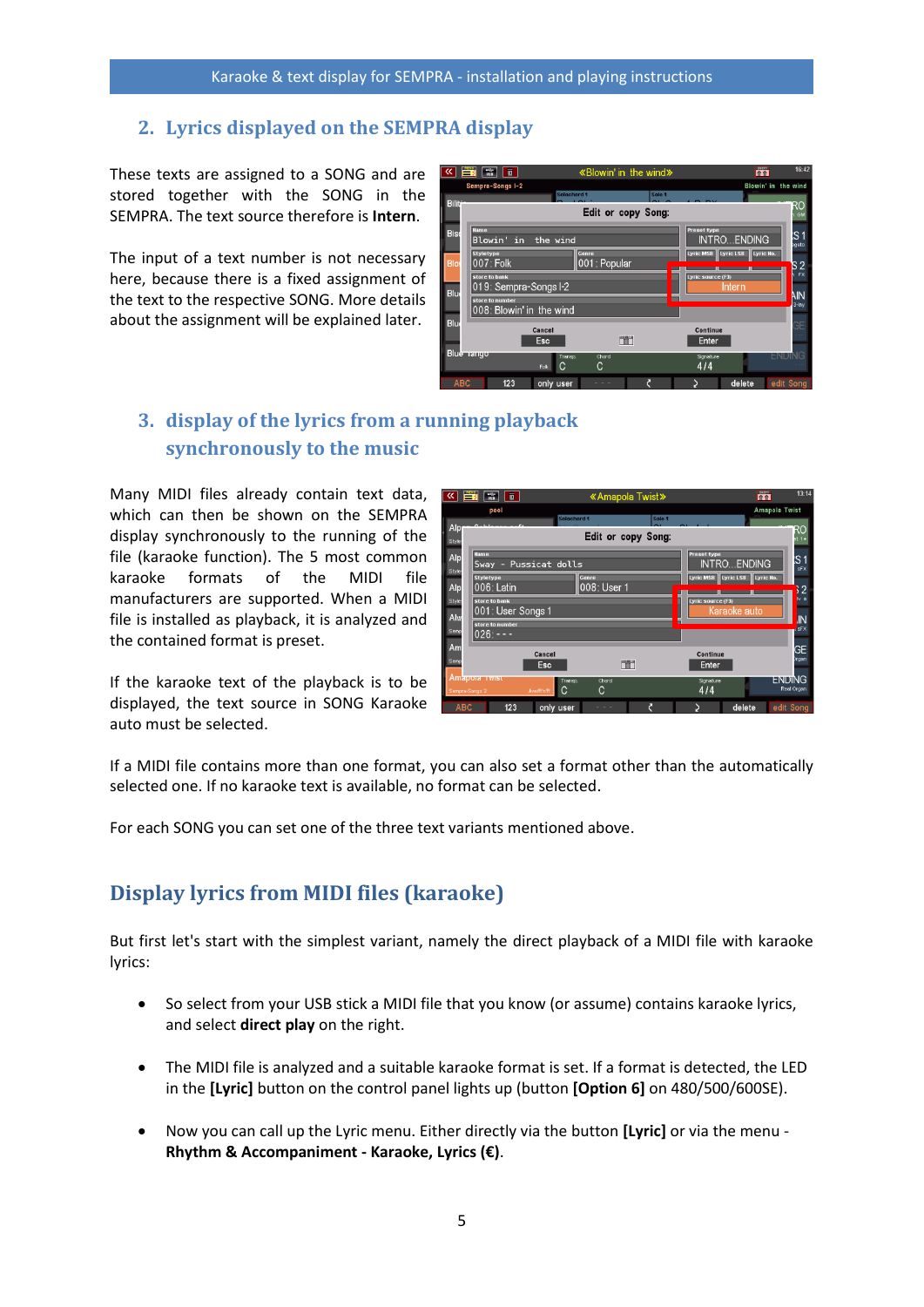## 2. Lyrics displayed on the SEMPRA display

These texts are assigned to a SONG and are stored together with the SONG in the SEMPRA. The text source therefore is **Intern**.

The input of a text number is not necessary here, because there is a fixed assignment of the text to the respective SONG. More details about the assignment will be explained later.

## 3. display of the lyrics from a running playback synchronously to the music

Many MIDI files already contain text data, which can then be shown on the SEMPRA display synchronously to the running of the file (karaoke function). The 5 most common karaoke formats of the MIDI file manufacturers are supported. When a MIDI file is installed as playback, it is analyzed and the contained format is preset.

If the karaoke text of the playback is to be displayed, the text source in SONG Karaoke auto must be selected.

If a MIDI file contains more than one format, you can also set a format other than the automatically selected one. If no karaoke text is available, no format can be selected.

For each SONG you can set one of the three text variants mentioned above.

# Display lyrics from MIDI files (karaoke)

But first let's start with the simplest variant, namely the direct playback of a MIDI file with karaoke lyrics:

- So select from your USB stick a MIDI file that you know (or assume) contains karaoke lyrics, and select **direct play** on the right.
- The MIDI file is analyzed and a suitable karaoke format is set. If a format is detected, the LED in the **[Lyric]** button on the control panel lights up (button **[Option 6]** on 480/500/600SE).
- Now you can call up the Lyric menu. Either directly via the button **[Lyric]** or via the menu - **Rhythm & Accompaniment - Karaoke, Lyrics (€)**.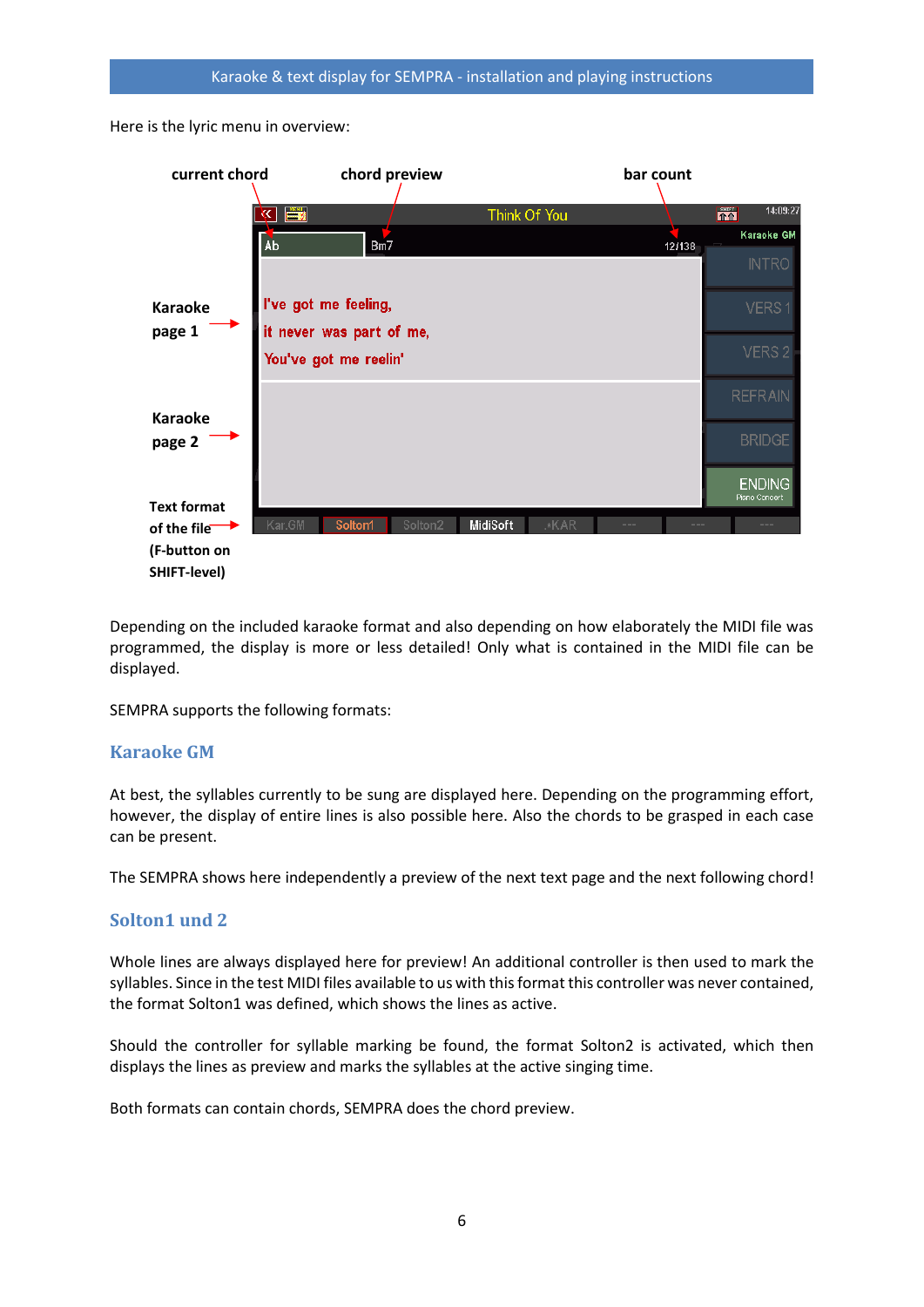Here is the lyric menu in overview:

Depending on the included karaoke format and also depending on how elaborately the MIDI file was programmed, the display is more or less detailed! Only what is contained in the MIDI file can be displayed.

SEMPRA supports the following formats:

## Karaoke GM

At best, the syllables currently to be sung are displayed here. Depending on the programming effort, however, the display of entire lines is also possible here. Also the chords to be grasped in each case can be present.

The SEMPRA shows here independently a preview of the next text page and the next following chord!

## Solton1 und 2

Whole lines are always displayed here for preview! An additional controller is then used to mark the syllables. Since in the test MIDI files available to us with this format this controller was never contained, the format Solton1 was defined, which shows the lines as active.

Should the controller for syllable marking be found, the format Solton2 is activated, which then displays the lines as preview and marks the syllables at the active singing time.

Both formats can contain chords, SEMPRA does the chord preview.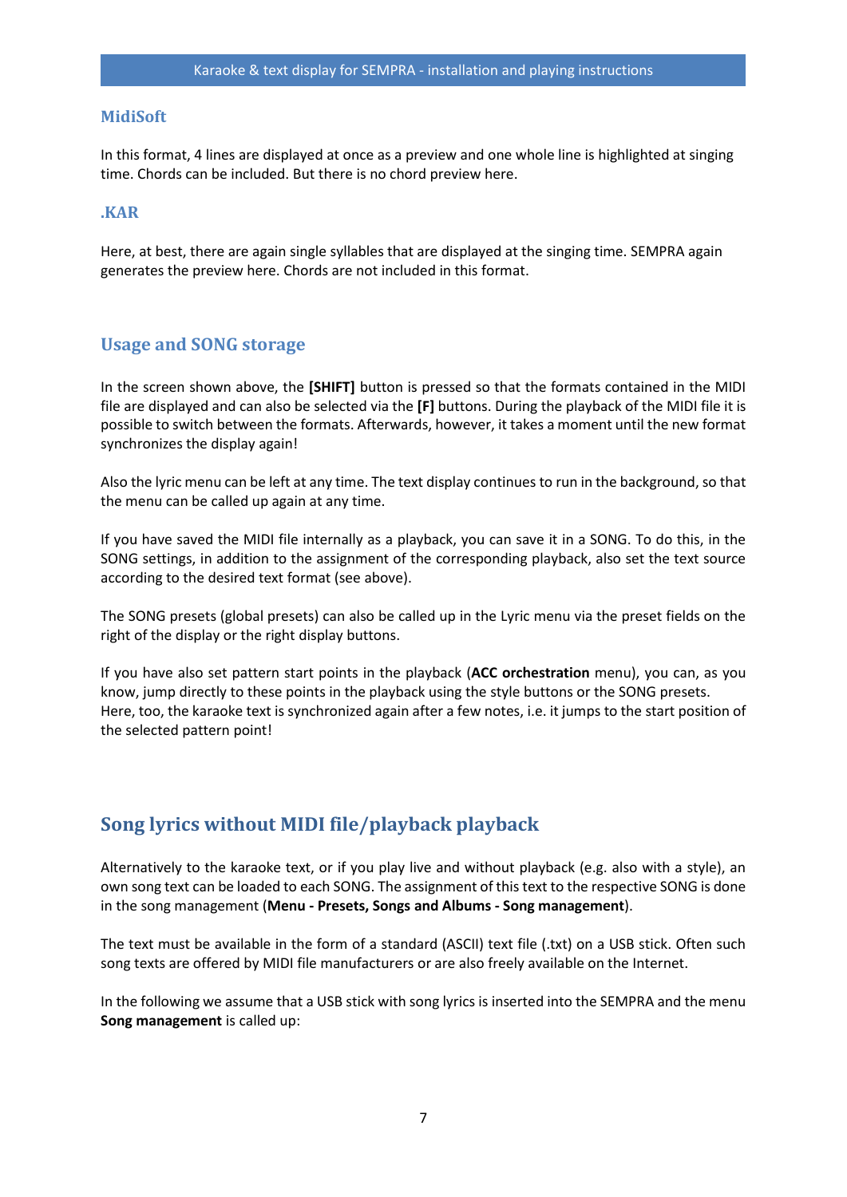### MidiSoft

In this format, 4 lines are displayed at once as a preview and one whole line is highlighted at singing time. Chords can be included. But there is no chord preview here.

### .KAR

Here, at best, there are again single syllables that are displayed at the singing time. SEMPRA again generates the preview here. Chords are not included in this format.

## Usage and SONG storage

In the screen shown above, the **[SHIFT]** button is pressed so that the formats contained in the MIDI file are displayed and can also be selected via the **[F]** buttons. During the playback of the MIDI file it is possible to switch between the formats. Afterwards, however, it takes a moment until the new format synchronizes the display again!

Also the lyric menu can be left at any time. The text display continues to run in the background, so that the menu can be called up again at any time.

If you have saved the MIDI file internally as a playback, you can save it in a SONG. To do this, in the SONG settings, in addition to the assignment of the corresponding playback, also set the text source according to the desired text format (see above).

The SONG presets (global presets) can also be called up in the Lyric menu via the preset fields on the right of the display or the right display buttons.

If you have also set pattern start points in the playback (**ACC orchestration** menu), you can, as you know, jump directly to these points in the playback using the style buttons or the SONG presets. Here, too, the karaoke text is synchronized again after a few notes, i.e. it jumps to the start position of the selected pattern point!

# Song lyrics without MIDI file/playback playback

Alternatively to the karaoke text, or if you play live and without playback (e.g. also with a style), an own song text can be loaded to each SONG. The assignment of this text to the respective SONG is done in the song management (**Menu - Presets, Songs and Albums - Song management**).

The text must be available in the form of a standard (ASCII) text file (.txt) on a USB stick. Often such song texts are offered by MIDI file manufacturers or are also freely available on the Internet.

In the following we assume that a USB stick with song lyrics is inserted into the SEMPRA and the menu **Song management** is called up: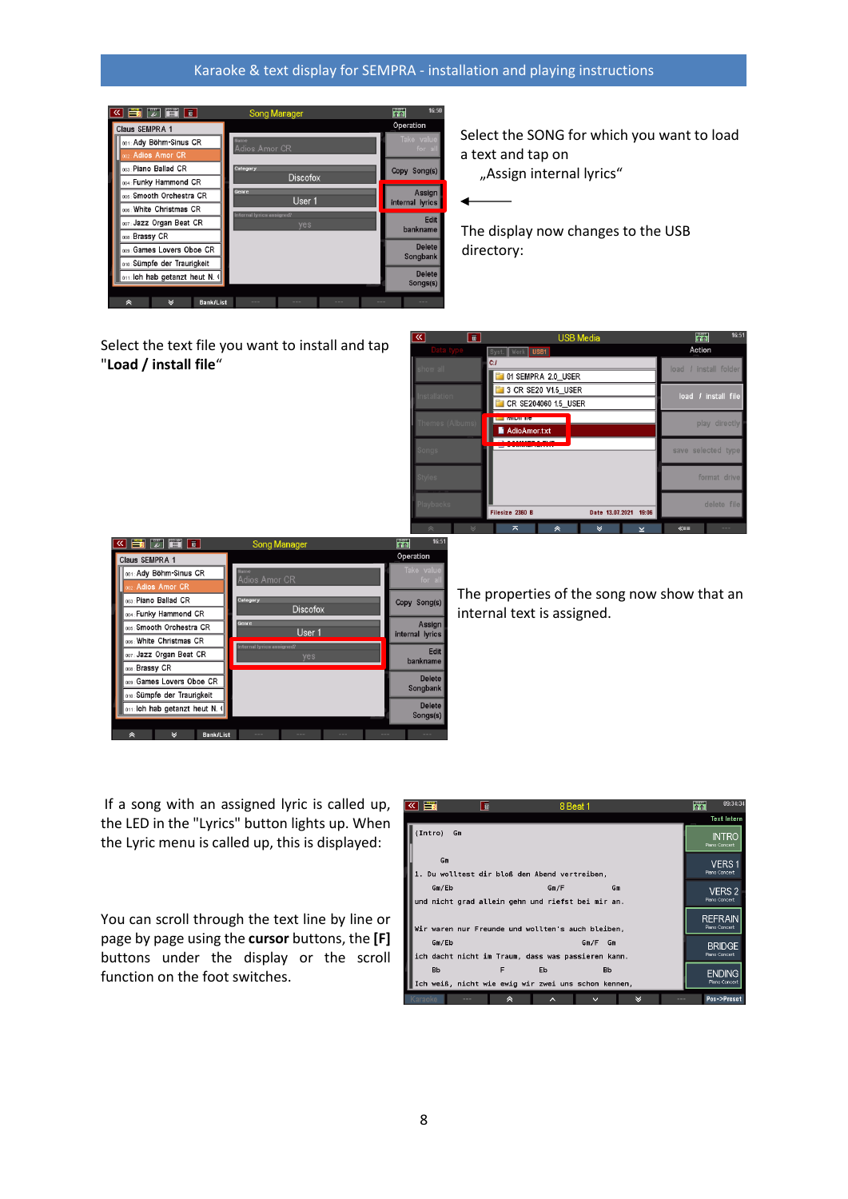Select the SONG for which you want to load a text and tap on „Assign internal lyrics“

The display now changes to the USB directory:

Select the text file you want to install and tap "**Load / install file**“

The properties of the song now show that an internal text is assigned.

If a song with an assigned lyric is called up, the LED in the "Lyrics" button lights up. When the Lyric menu is called up, this is displayed:

You can scroll through the text line by line or page by page using the **cursor** buttons, the **[F]** buttons under the display or the scroll function on the foot switches.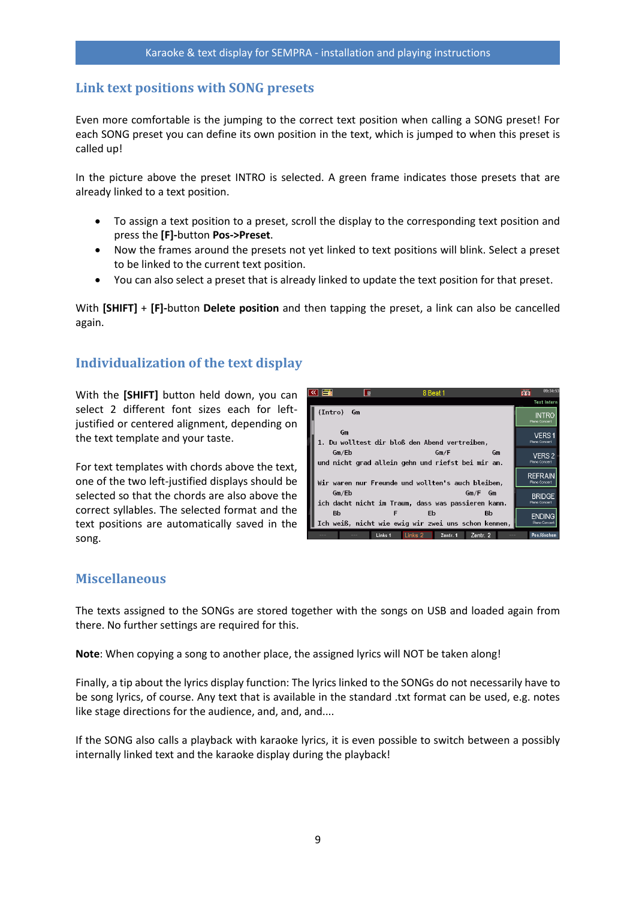## Link text positions with SONG presets

Even more comfortable is the jumping to the correct text position when calling a SONG preset! For each SONG preset you can define its own position in the text, which is jumped to when this preset is called up!

In the picture above the preset INTRO is selected. A green frame indicates those presets that are already linked to a text position.

- To assign a text position to a preset, scroll the display to the corresponding text position and press the **[F]-**button **Pos->Preset**.
- Now the frames around the presets not yet linked to text positions will blink. Select a preset to be linked to the current text position.
- You can also select a preset that is already linked to update the text position for that preset.

With **[SHIFT]** + **[F]**-button **Delete position** and then tapping the preset, a link can also be cancelled again.

## Individualization of the text display

With the **[SHIFT]** button held down, you can select 2 different font sizes each for left-justified or centered alignment, depending on the text template and your taste.

For text templates with chords above the text, one of the two left-justified displays should be selected so that the chords are also above the correct syllables. The selected format and the text positions are automatically saved in the song.

## Miscellaneous

The texts assigned to the SONGs are stored together with the songs on USB and loaded again from there. No further settings are required for this.

**Note**: When copying a song to another place, the assigned lyrics will NOT be taken along!

Finally, a tip about the lyrics display function: The lyrics linked to the SONGs do not necessarily have to be song lyrics, of course. Any text that is available in the standard .txt format can be used, e.g. notes like stage directions for the audience, and, and, and....

If the SONG also calls a playback with karaoke lyrics, it is even possible to switch between a possibly internally linked text and the karaoke display during the playback!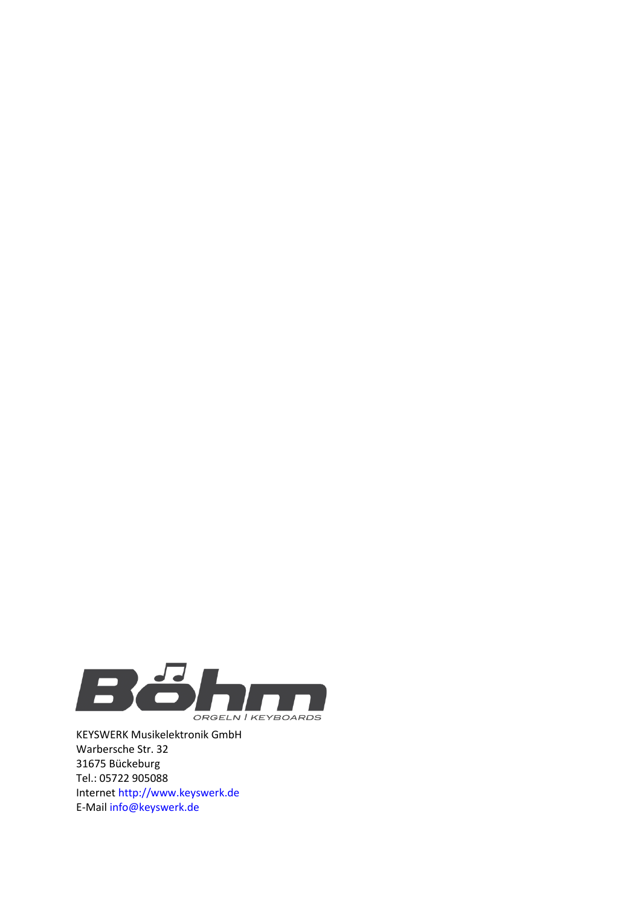Böhm

ORGELN | KEYBOARDS

KEYSWERK Musikelektronik GmbH
Warbersche Str. 32
31675 Bückeburg
Tel.: 05722 905088
Internet http://www.keyswerk.de
E-Mail info@keyswerk.de